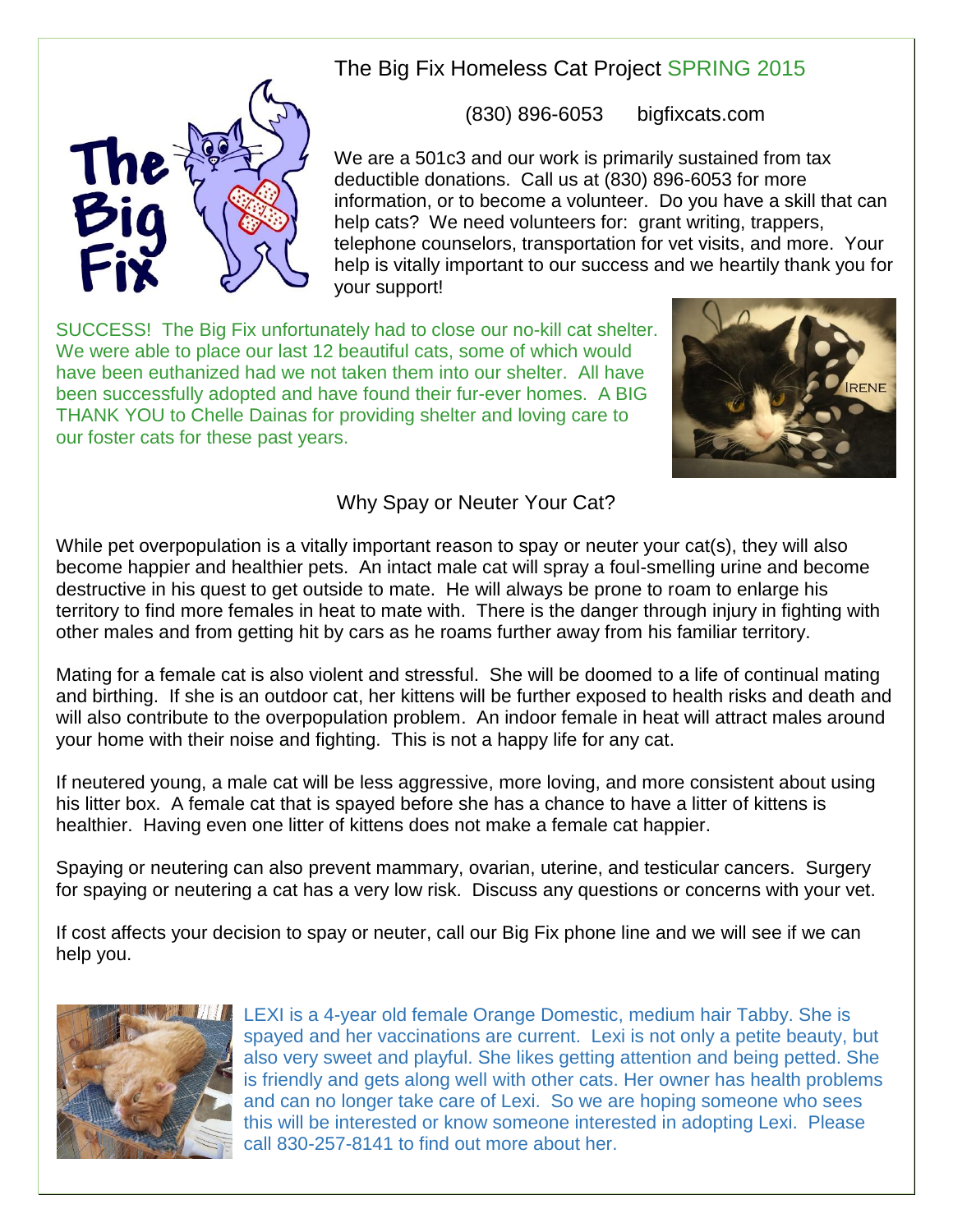# The Big Fix Homeless Cat Project SPRING 2015

(830) 896-6053 bigfixcats.com

We are a 501c3 and our work is primarily sustained from tax deductible donations. Call us at (830) 896-6053 for more information, or to become a volunteer. Do you have a skill that can help cats? We need volunteers for: grant writing, trappers, telephone counselors, transportation for vet visits, and more. Your help is vitally important to our success and we heartily thank you for your support!

SUCCESS! The Big Fix unfortunately had to close our no-kill cat shelter. We were able to place our last 12 beautiful cats, some of which would have been euthanized had we not taken them into our shelter. All have been successfully adopted and have found their fur-ever homes. A BIG THANK YOU to Chelle Dainas for providing shelter and loving care to our foster cats for these past years.

IRENE

## Why Spay or Neuter Your Cat?

While pet overpopulation is a vitally important reason to spay or neuter your cat(s), they will also become happier and healthier pets. An intact male cat will spray a foul-smelling urine and become destructive in his quest to get outside to mate. He will always be prone to roam to enlarge his territory to find more females in heat to mate with. There is the danger through injury in fighting with other males and from getting hit by cars as he roams further away from his familiar territory.

Mating for a female cat is also violent and stressful. She will be doomed to a life of continual mating and birthing. If she is an outdoor cat, her kittens will be further exposed to health risks and death and will also contribute to the overpopulation problem. An indoor female in heat will attract males around your home with their noise and fighting. This is not a happy life for any cat.

If neutered young, a male cat will be less aggressive, more loving, and more consistent about using his litter box. A female cat that is spayed before she has a chance to have a litter of kittens is healthier. Having even one litter of kittens does not make a female cat happier.

Spaying or neutering can also prevent mammary, ovarian, uterine, and testicular cancers. Surgery for spaying or neutering a cat has a very low risk. Discuss any questions or concerns with your vet.

If cost affects your decision to spay or neuter, call our Big Fix phone line and we will see if we can help you.

LEXI is a 4-year old female Orange Domestic, medium hair Tabby. She is spayed and her vaccinations are current. Lexi is not only a petite beauty, but also very sweet and playful. She likes getting attention and being petted. She is friendly and gets along well with other cats. Her owner has health problems and can no longer take care of Lexi. So we are hoping someone who sees this will be interested or know someone interested in adopting Lexi. Please call 830-257-8141 to find out more about her.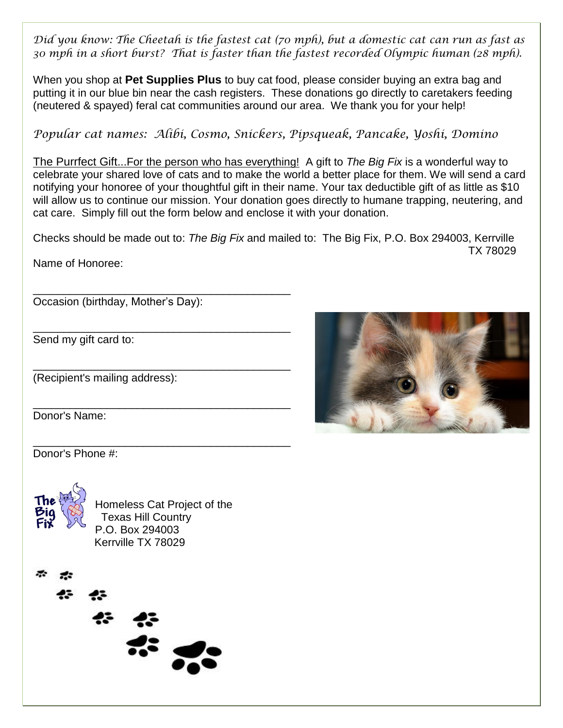*Did you know: The Cheetah is the fastest cat (70 mph), but a domestic cat can run as fast as 30 mph in a short burst? That is faster than the fastest recorded Olympic human (28 mph).*

When you shop at **Pet Supplies Plus** to buy cat food, please consider buying an extra bag and putting it in our blue bin near the cash registers. These donations go directly to caretakers feeding (neutered & spayed) feral cat communities around our area. We thank you for your help!

*Popular cat names: Alibi, Cosmo, Snickers, Pipsqueak, Pancake, Yoshi, Domino*

The Purrfect Gift...For the person who has everything! A gift to *The Big Fix* is a wonderful way to celebrate your shared love of cats and to make the world a better place for them. We will send a card notifying your honoree of your thoughtful gift in their name. Your tax deductible gift of as little as $10 will allow us to continue our mission. Your donation goes directly to humane trapping, neutering, and cat care. Simply fill out the form below and enclose it with your donation.

Checks should be made out to: *The Big Fix* and mailed to: The Big Fix, P.O. Box 294003, Kerrville TX 78029

Name of Honoree:

\_\_\_\_\_\_\_\_\_\_\_\_\_\_\_\_\_\_\_\_\_\_\_\_\_\_\_\_\_\_\_\_\_\_\_\_\_\_\_\_\_\_

Occasion (birthday, Mother's Day):

\_\_\_\_\_\_\_\_\_\_\_\_\_\_\_\_\_\_\_\_\_\_\_\_\_\_\_\_\_\_\_\_\_\_\_\_\_\_\_\_\_\_

Send my gift card to:

\_\_\_\_\_\_\_\_\_\_\_\_\_\_\_\_\_\_\_\_\_\_\_\_\_\_\_\_\_\_\_\_\_\_\_\_\_\_\_\_\_\_

(Recipient's mailing address):

\_\_\_\_\_\_\_\_\_\_\_\_\_\_\_\_\_\_\_\_\_\_\_\_\_\_\_\_\_\_\_\_\_\_\_\_\_\_\_\_\_\_

Donor's Name:

\_\_\_\_\_\_\_\_\_\_\_\_\_\_\_\_\_\_\_\_\_\_\_\_\_\_\_\_\_\_\_\_\_\_\_\_\_\_\_\_\_\_

Donor's Phone #:

Homeless Cat Project of the
Texas Hill Country
P.O. Box 294003
Kerrville TX 78029